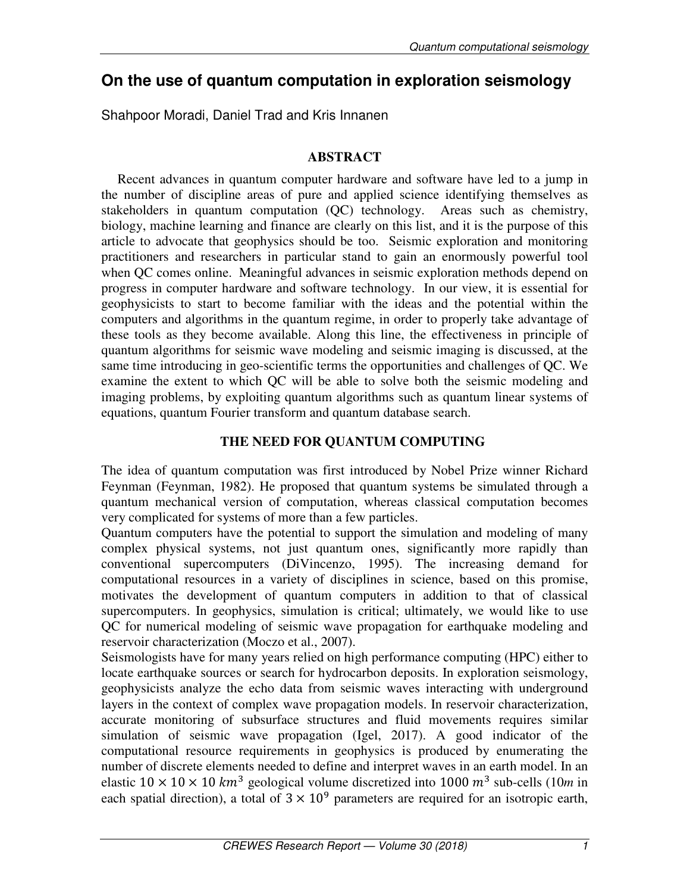# On the use of quantum computation in exploration seismology

Shahpoor Moradi, Daniel Trad and Kris Innanen

## ABSTRACT

Recent advances in quantum computer hardware and software have led to a jump in the number of discipline areas of pure and applied science identifying themselves as stakeholders in quantum computation (QC) technology. Areas such as chemistry, biology, machine learning and finance are clearly on this list, and it is the purpose of this article to advocate that geophysics should be too. Seismic exploration and monitoring practitioners and researchers in particular stand to gain an enormously powerful tool when QC comes online. Meaningful advances in seismic exploration methods depend on progress in computer hardware and software technology. In our view, it is essential for geophysicists to start to become familiar with the ideas and the potential within the computers and algorithms in the quantum regime, in order to properly take advantage of these tools as they become available. Along this line, the effectiveness in principle of quantum algorithms for seismic wave modeling and seismic imaging is discussed, at the same time introducing in geo-scientific terms the opportunities and challenges of QC. We examine the extent to which QC will be able to solve both the seismic modeling and imaging problems, by exploiting quantum algorithms such as quantum linear systems of equations, quantum Fourier transform and quantum database search.

## THE NEED FOR QUANTUM COMPUTING

The idea of quantum computation was first introduced by Nobel Prize winner Richard Feynman (Feynman, 1982). He proposed that quantum systems be simulated through a quantum mechanical version of computation, whereas classical computation becomes very complicated for systems of more than a few particles.

Quantum computers have the potential to support the simulation and modeling of many complex physical systems, not just quantum ones, significantly more rapidly than conventional supercomputers (DiVincenzo, 1995). The increasing demand for computational resources in a variety of disciplines in science, based on this promise, motivates the development of quantum computers in addition to that of classical supercomputers. In geophysics, simulation is critical; ultimately, we would like to use QC for numerical modeling of seismic wave propagation for earthquake modeling and reservoir characterization (Moczo et al., 2007).

Seismologists have for many years relied on high performance computing (HPC) either to locate earthquake sources or search for hydrocarbon deposits. In exploration seismology, geophysicists analyze the echo data from seismic waves interacting with underground layers in the context of complex wave propagation models. In reservoir characterization, accurate monitoring of subsurface structures and fluid movements requires similar simulation of seismic wave propagation (Igel, 2017). A good indicator of the computational resource requirements in geophysics is produced by enumerating the number of discrete elements needed to define and interpret waves in an earth model. In an elastic $10 \times 10 \times 10\ km^3$ geological volume discretized into $1000\ m^3$ sub-cells ($10m$ in each spatial direction), a total of $3 \times 10^9$ parameters are required for an isotropic earth,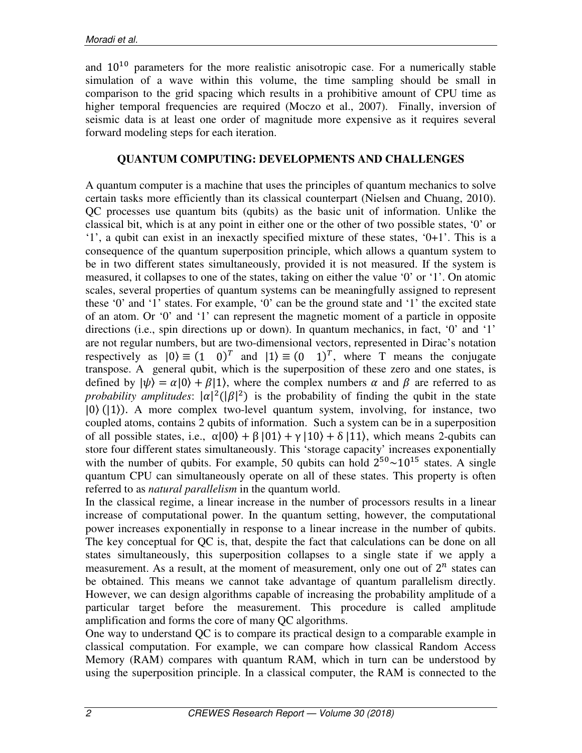and $10^{10}$ parameters for the more realistic anisotropic case. For a numerically stable simulation of a wave within this volume, the time sampling should be small in comparison to the grid spacing which results in a prohibitive amount of CPU time as higher temporal frequencies are required (Moczo et al., 2007). Finally, inversion of seismic data is at least one order of magnitude more expensive as it requires several forward modeling steps for each iteration.

## QUANTUM COMPUTING: DEVELOPMENTS AND CHALLENGES

A quantum computer is a machine that uses the principles of quantum mechanics to solve certain tasks more efficiently than its classical counterpart (Nielsen and Chuang, 2010). QC processes use quantum bits (qubits) as the basic unit of information. Unlike the classical bit, which is at any point in either one or the other of two possible states, '0' or '1', a qubit can exist in an inexactly specified mixture of these states, '0+1'. This is a consequence of the quantum superposition principle, which allows a quantum system to be in two different states simultaneously, provided it is not measured. If the system is measured, it collapses to one of the states, taking on either the value '0' or '1'. On atomic scales, several properties of quantum systems can be meaningfully assigned to represent these '0' and '1' states. For example, '0' can be the ground state and '1' the excited state of an atom. Or '0' and '1' can represent the magnetic moment of a particle in opposite directions (i.e., spin directions up or down). In quantum mechanics, in fact, '0' and '1' are not regular numbers, but are two-dimensional vectors, represented in Dirac's notation respectively as $|0\rangle \equiv (1 \quad 0)^T$ and $|1\rangle \equiv (0 \quad 1)^T$, where T means the conjugate transpose. A general qubit, which is the superposition of these zero and one states, is defined by $|\psi\rangle = \alpha|0\rangle + \beta|1\rangle$, where the complex numbers $\alpha$ and $\beta$ are referred to as *probability amplitudes*: $|\alpha|^2(|\beta|^2)$ is the probability of finding the qubit in the state $|0\rangle\,(|1\rangle)$. A more complex two-level quantum system, involving, for instance, two coupled atoms, contains 2 qubits of information. Such a system can be in a superposition of all possible states, i.e., $\alpha|00\rangle + \beta\,|01\rangle + \gamma\,|10\rangle + \delta\,|11\rangle$, which means 2-qubits can store four different states simultaneously. This 'storage capacity' increases exponentially with the number of qubits. For example, 50 qubits can hold $2^{50}{\sim}10^{15}$ states. A single quantum CPU can simultaneously operate on all of these states. This property is often referred to as *natural parallelism* in the quantum world.

In the classical regime, a linear increase in the number of processors results in a linear increase of computational power. In the quantum setting, however, the computational power increases exponentially in response to a linear increase in the number of qubits. The key conceptual for QC is, that, despite the fact that calculations can be done on all states simultaneously, this superposition collapses to a single state if we apply a measurement. As a result, at the moment of measurement, only one out of $2^n$ states can be obtained. This means we cannot take advantage of quantum parallelism directly. However, we can design algorithms capable of increasing the probability amplitude of a particular target before the measurement. This procedure is called amplitude amplification and forms the core of many QC algorithms.

One way to understand QC is to compare its practical design to a comparable example in classical computation. For example, we can compare how classical Random Access Memory (RAM) compares with quantum RAM, which in turn can be understood by using the superposition principle. In a classical computer, the RAM is connected to the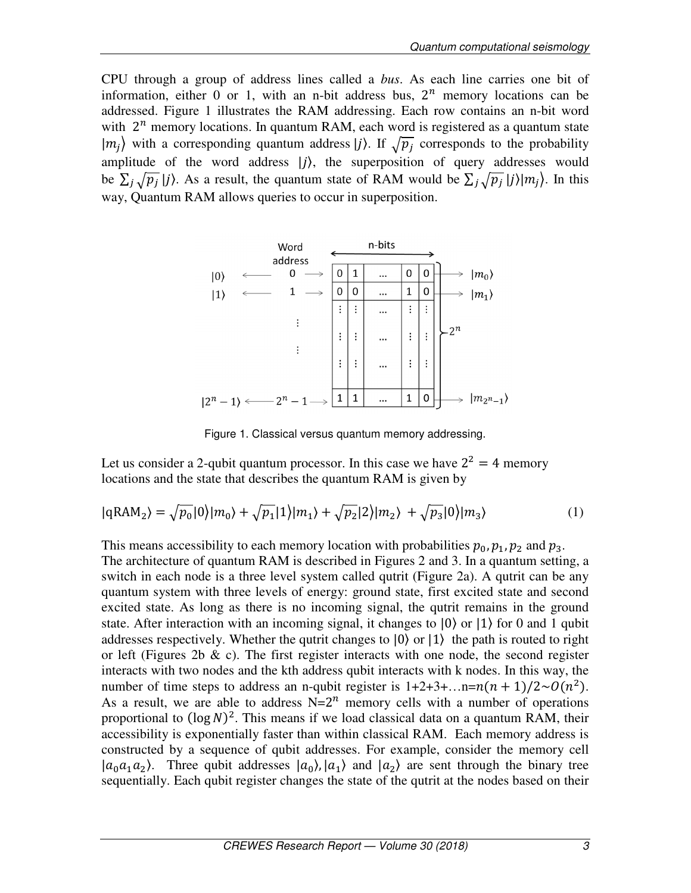CPU through a group of address lines called a *bus*. As each line carries one bit of information, either 0 or 1, with an n-bit address bus, $2^n$ memory locations can be addressed. Figure 1 illustrates the RAM addressing. Each row contains an n-bit word with $2^n$ memory locations. In quantum RAM, each word is registered as a quantum state $|m_j\rangle$ with a corresponding quantum address $|j\rangle$. If $\sqrt{p_j}$ corresponds to the probability amplitude of the word address $|j\rangle$, the superposition of query addresses would be $\sum_j \sqrt{p_j}\,|j\rangle$. As a result, the quantum state of RAM would be $\sum_j \sqrt{p_j}\,|j\rangle|m_j\rangle$. In this way, Quantum RAM allows queries to occur in superposition.

Figure 1. Classical versus quantum memory addressing.

Let us consider a 2-qubit quantum processor. In this case we have $2^2 = 4$ memory locations and the state that describes the quantum RAM is given by

$$|\text{qRAM}_2\rangle = \sqrt{p_0}|0\rangle|m_0\rangle + \sqrt{p_1}|1\rangle|m_1\rangle + \sqrt{p_2}|2\rangle|m_2\rangle + \sqrt{p_3}|0\rangle|m_3\rangle \tag{1}$$

This means accessibility to each memory location with probabilities $p_0, p_1, p_2$ and $p_3$.
The architecture of quantum RAM is described in Figures 2 and 3. In a quantum setting, a switch in each node is a three level system called qutrit (Figure 2a). A qutrit can be any quantum system with three levels of energy: ground state, first excited state and second excited state. As long as there is no incoming signal, the qutrit remains in the ground state. After interaction with an incoming signal, it changes to $|0\rangle$ or $|1\rangle$ for 0 and 1 qubit addresses respectively. Whether the qutrit changes to $|0\rangle$ or $|1\rangle$ the path is routed to right or left (Figures 2b & c). The first register interacts with one node, the second register interacts with two nodes and the kth address qubit interacts with k nodes. In this way, the number of time steps to address an n-qubit register is 1+2+3+…n=$n(n+1)/2 \sim O(n^2)$. As a result, we are able to address N=$2^n$ memory cells with a number of operations proportional to $(\log N)^2$. This means if we load classical data on a quantum RAM, their accessibility is exponentially faster than within classical RAM. Each memory address is constructed by a sequence of qubit addresses. For example, consider the memory cell $|a_0 a_1 a_2\rangle$. Three qubit addresses $|a_0\rangle, |a_1\rangle$ and $|a_2\rangle$ are sent through the binary tree sequentially. Each qubit register changes the state of the qutrit at the nodes based on their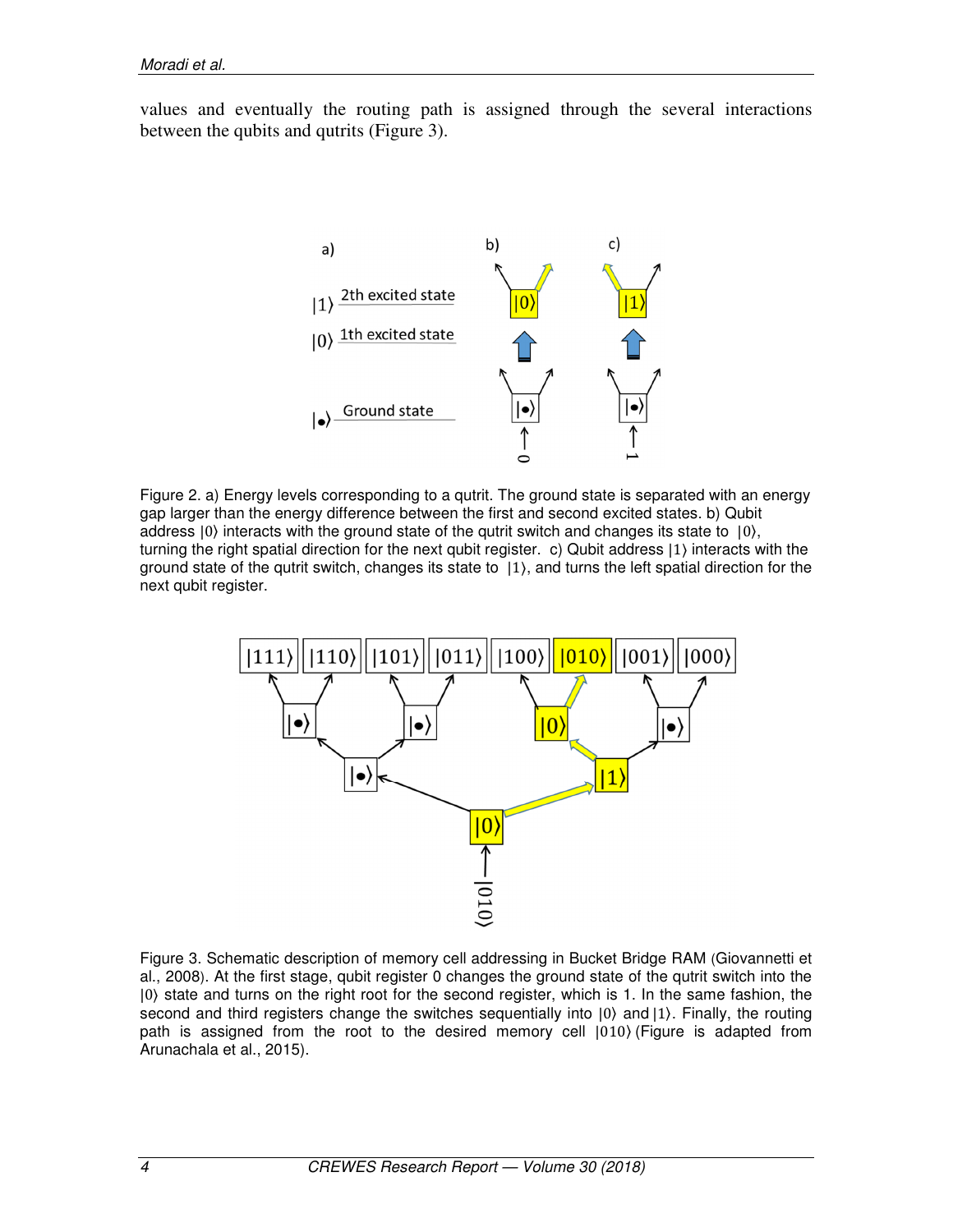values and eventually the routing path is assigned through the several interactions between the qubits and qutrits (Figure 3).

Figure 2. a) Energy levels corresponding to a qutrit. The ground state is separated with an energy gap larger than the energy difference between the first and second excited states. b) Qubit address $|0\rangle$ interacts with the ground state of the qutrit switch and changes its state to $|0\rangle$, turning the right spatial direction for the next qubit register. c) Qubit address $|1\rangle$ interacts with the ground state of the qutrit switch, changes its state to $|1\rangle$, and turns the left spatial direction for the next qubit register.

Figure 3. Schematic description of memory cell addressing in Bucket Bridge RAM (Giovannetti et al., 2008). At the first stage, qubit register 0 changes the ground state of the qutrit switch into the $|0\rangle$ state and turns on the right root for the second register, which is 1. In the same fashion, the second and third registers change the switches sequentially into $|0\rangle$ and $|1\rangle$. Finally, the routing path is assigned from the root to the desired memory cell $|010\rangle$ (Figure is adapted from Arunachala et al., 2015).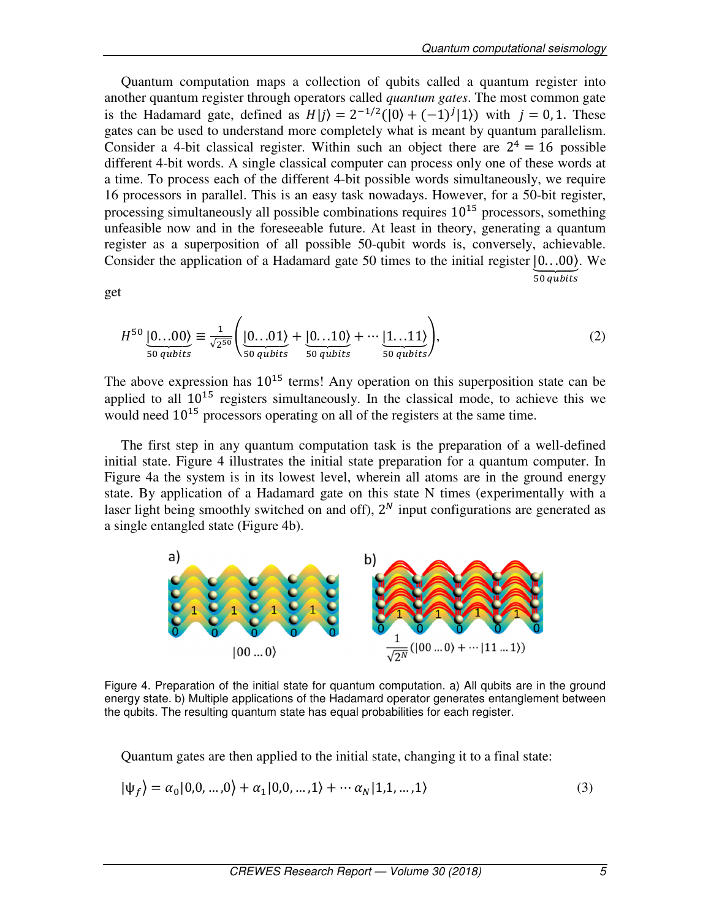Quantum computation maps a collection of qubits called a quantum register into another quantum register through operators called *quantum gates*. The most common gate is the Hadamard gate, defined as $H|j\rangle = 2^{-1/2}(|0\rangle + (-1)^j|1\rangle)$ with $j = 0, 1$. These gates can be used to understand more completely what is meant by quantum parallelism. Consider a 4-bit classical register. Within such an object there are $2^4 = 16$ possible different 4-bit words. A single classical computer can process only one of these words at a time. To process each of the different 4-bit possible words simultaneously, we require 16 processors in parallel. This is an easy task nowadays. However, for a 50-bit register, processing simultaneously all possible combinations requires $10^{15}$ processors, something unfeasible now and in the foreseeable future. At least in theory, generating a quantum register as a superposition of all possible 50-qubit words is, conversely, achievable. Consider the application of a Hadamard gate 50 times to the initial register $\underbrace{|0\ldots00\rangle}_{50\,qubits}$. We get

$$H^{50}\underbrace{|0\ldots00\rangle}_{50\,qubits} \equiv \frac{1}{\sqrt{2^{50}}}\left(\underbrace{|0\ldots01\rangle}_{50\,qubits} + \underbrace{|0\ldots10\rangle}_{50\,qubits} + \cdots \underbrace{|1\ldots11\rangle}_{50\,qubits}\right), \tag{2}$$

The above expression has $10^{15}$ terms! Any operation on this superposition state can be applied to all $10^{15}$ registers simultaneously. In the classical mode, to achieve this we would need $10^{15}$ processors operating on all of the registers at the same time.

The first step in any quantum computation task is the preparation of a well-defined initial state. Figure 4 illustrates the initial state preparation for a quantum computer. In Figure 4a the system is in its lowest level, wherein all atoms are in the ground energy state. By application of a Hadamard gate on this state N times (experimentally with a laser light being smoothly switched on and off), $2^N$ input configurations are generated as a single entangled state (Figure 4b).

Figure 4. Preparation of the initial state for quantum computation. a) All qubits are in the ground energy state. b) Multiple applications of the Hadamard operator generates entanglement between the qubits. The resulting quantum state has equal probabilities for each register.

Quantum gates are then applied to the initial state, changing it to a final state:

$$|\psi_f\rangle = \alpha_0|0,0,\ldots,0\rangle + \alpha_1|0,0,\ldots,1\rangle + \cdots \alpha_N|1,1,\ldots,1\rangle \tag{3}$$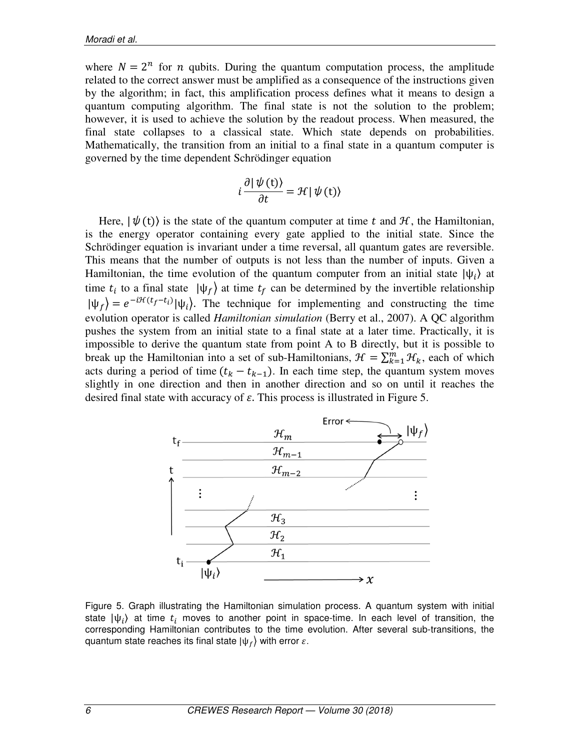where $N = 2^n$ for $n$ qubits. During the quantum computation process, the amplitude related to the correct answer must be amplified as a consequence of the instructions given by the algorithm; in fact, this amplification process defines what it means to design a quantum computing algorithm. The final state is not the solution to the problem; however, it is used to achieve the solution by the readout process. When measured, the final state collapses to a classical state. Which state depends on probabilities. Mathematically, the transition from an initial to a final state in a quantum computer is governed by the time dependent Schrödinger equation

$$i\frac{\partial|\psi(\mathrm{t})\rangle}{\partial t} = \mathcal{H}|\psi(\mathrm{t})\rangle$$

Here, $|\psi(\mathrm{t})\rangle$ is the state of the quantum computer at time $t$ and $\mathcal{H}$, the Hamiltonian, is the energy operator containing every gate applied to the initial state. Since the Schrödinger equation is invariant under a time reversal, all quantum gates are reversible. This means that the number of outputs is not less than the number of inputs. Given a Hamiltonian, the time evolution of the quantum computer from an initial state $|\psi_i\rangle$ at time $t_i$ to a final state $|\psi_f\rangle$ at time $t_f$ can be determined by the invertible relationship $|\psi_f\rangle = e^{-i\mathcal{H}(t_f - t_i)}|\psi_i\rangle$. The technique for implementing and constructing the time evolution operator is called *Hamiltonian simulation* (Berry et al., 2007). A QC algorithm pushes the system from an initial state to a final state at a later time. Practically, it is impossible to derive the quantum state from point A to B directly, but it is possible to break up the Hamiltonian into a set of sub-Hamiltonians, $\mathcal{H} = \sum_{k=1}^{m} \mathcal{H}_k$, each of which acts during a period of time $(t_k - t_{k-1})$. In each time step, the quantum system moves slightly in one direction and then in another direction and so on until it reaches the desired final state with accuracy of $\varepsilon$. This process is illustrated in Figure 5.

Figure 5. Graph illustrating the Hamiltonian simulation process. A quantum system with initial state $|\psi_i\rangle$ at time $t_i$ moves to another point in space-time. In each level of transition, the corresponding Hamiltonian contributes to the time evolution. After several sub-transitions, the quantum state reaches its final state $|\psi_f\rangle$ with error $\varepsilon$.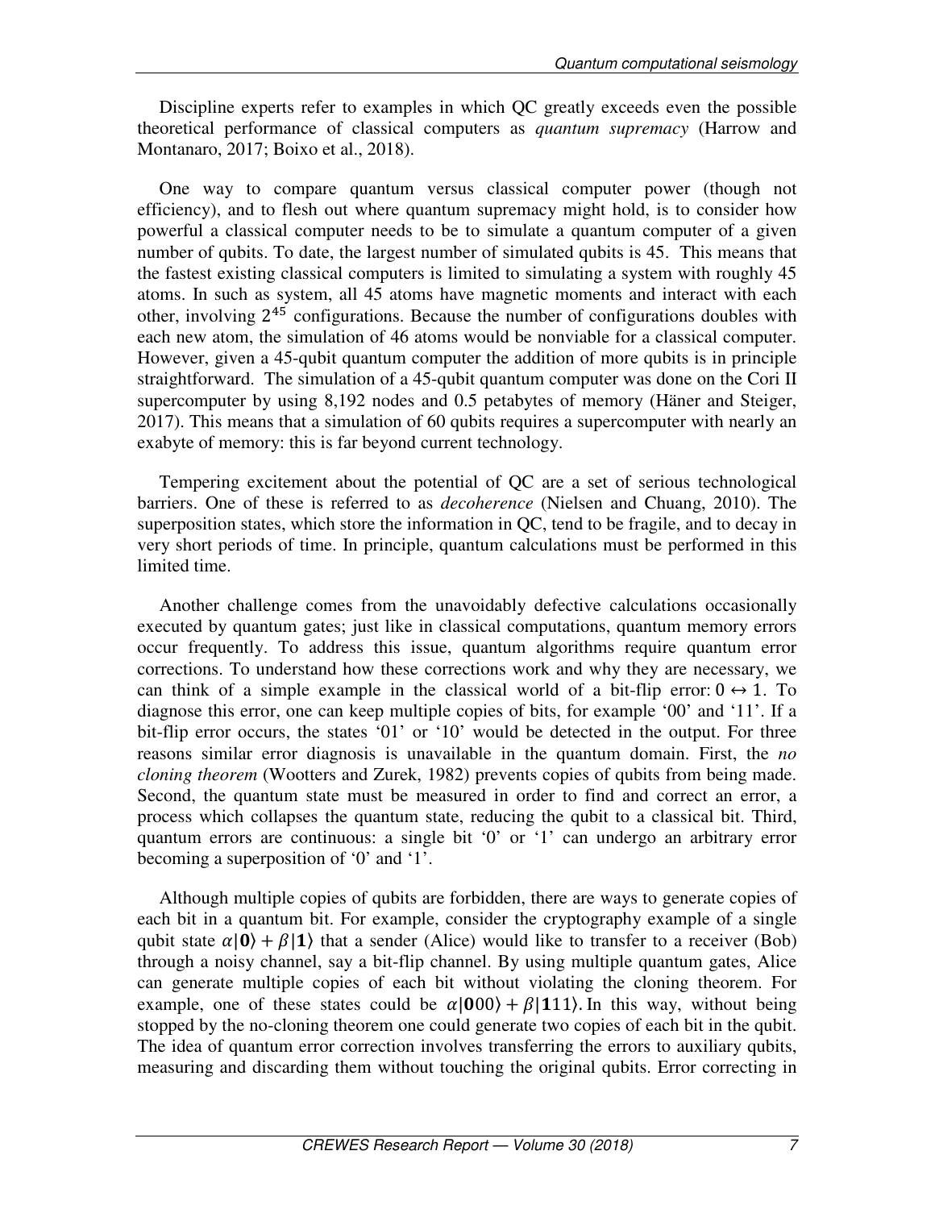Discipline experts refer to examples in which QC greatly exceeds even the possible theoretical performance of classical computers as *quantum supremacy* (Harrow and Montanaro, 2017; Boixo et al., 2018).

One way to compare quantum versus classical computer power (though not efficiency), and to flesh out where quantum supremacy might hold, is to consider how powerful a classical computer needs to be to simulate a quantum computer of a given number of qubits. To date, the largest number of simulated qubits is 45. This means that the fastest existing classical computers is limited to simulating a system with roughly 45 atoms. In such as system, all 45 atoms have magnetic moments and interact with each other, involving $2^{45}$ configurations. Because the number of configurations doubles with each new atom, the simulation of 46 atoms would be nonviable for a classical computer. However, given a 45-qubit quantum computer the addition of more qubits is in principle straightforward. The simulation of a 45-qubit quantum computer was done on the Cori II supercomputer by using 8,192 nodes and 0.5 petabytes of memory (Häner and Steiger, 2017). This means that a simulation of 60 qubits requires a supercomputer with nearly an exabyte of memory: this is far beyond current technology.

Tempering excitement about the potential of QC are a set of serious technological barriers. One of these is referred to as *decoherence* (Nielsen and Chuang, 2010). The superposition states, which store the information in QC, tend to be fragile, and to decay in very short periods of time. In principle, quantum calculations must be performed in this limited time.

Another challenge comes from the unavoidably defective calculations occasionally executed by quantum gates; just like in classical computations, quantum memory errors occur frequently. To address this issue, quantum algorithms require quantum error corrections. To understand how these corrections work and why they are necessary, we can think of a simple example in the classical world of a bit-flip error: $0 \leftrightarrow 1$. To diagnose this error, one can keep multiple copies of bits, for example '00' and '11'. If a bit-flip error occurs, the states '01' or '10' would be detected in the output. For three reasons similar error diagnosis is unavailable in the quantum domain. First, the *no cloning theorem* (Wootters and Zurek, 1982) prevents copies of qubits from being made. Second, the quantum state must be measured in order to find and correct an error, a process which collapses the quantum state, reducing the qubit to a classical bit. Third, quantum errors are continuous: a single bit '0' or '1' can undergo an arbitrary error becoming a superposition of '0' and '1'.

Although multiple copies of qubits are forbidden, there are ways to generate copies of each bit in a quantum bit. For example, consider the cryptography example of a single qubit state $\alpha|\mathbf{0}\rangle + \beta|\mathbf{1}\rangle$ that a sender (Alice) would like to transfer to a receiver (Bob) through a noisy channel, say a bit-flip channel. By using multiple quantum gates, Alice can generate multiple copies of each bit without violating the cloning theorem. For example, one of these states could be $\alpha|\mathbf{000}\rangle + \beta|\mathbf{111}\rangle$. In this way, without being stopped by the no-cloning theorem one could generate two copies of each bit in the qubit. The idea of quantum error correction involves transferring the errors to auxiliary qubits, measuring and discarding them without touching the original qubits. Error correcting in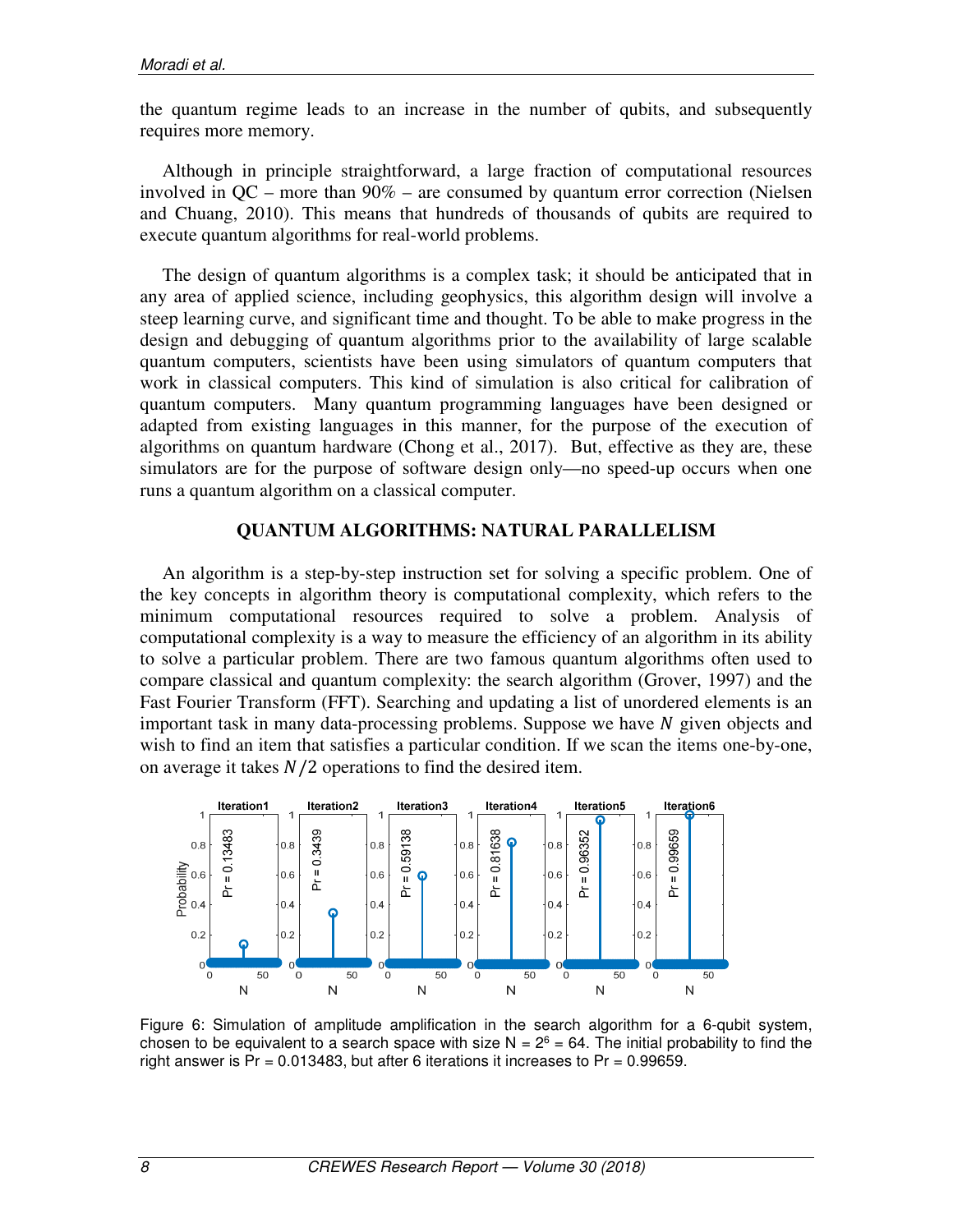the quantum regime leads to an increase in the number of qubits, and subsequently requires more memory.

Although in principle straightforward, a large fraction of computational resources involved in QC – more than 90% – are consumed by quantum error correction (Nielsen and Chuang, 2010). This means that hundreds of thousands of qubits are required to execute quantum algorithms for real-world problems.

The design of quantum algorithms is a complex task; it should be anticipated that in any area of applied science, including geophysics, this algorithm design will involve a steep learning curve, and significant time and thought. To be able to make progress in the design and debugging of quantum algorithms prior to the availability of large scalable quantum computers, scientists have been using simulators of quantum computers that work in classical computers. This kind of simulation is also critical for calibration of quantum computers. Many quantum programming languages have been designed or adapted from existing languages in this manner, for the purpose of the execution of algorithms on quantum hardware (Chong et al., 2017). But, effective as they are, these simulators are for the purpose of software design only—no speed-up occurs when one runs a quantum algorithm on a classical computer.

## QUANTUM ALGORITHMS: NATURAL PARALLELISM

An algorithm is a step-by-step instruction set for solving a specific problem. One of the key concepts in algorithm theory is computational complexity, which refers to the minimum computational resources required to solve a problem. Analysis of computational complexity is a way to measure the efficiency of an algorithm in its ability to solve a particular problem. There are two famous quantum algorithms often used to compare classical and quantum complexity: the search algorithm (Grover, 1997) and the Fast Fourier Transform (FFT). Searching and updating a list of unordered elements is an important task in many data-processing problems. Suppose we have $N$ given objects and wish to find an item that satisfies a particular condition. If we scan the items one-by-one, on average it takes $N/2$ operations to find the desired item.

Figure 6: Simulation of amplitude amplification in the search algorithm for a 6-qubit system, chosen to be equivalent to a search space with size N = $2^6$ = 64. The initial probability to find the right answer is Pr = 0.013483, but after 6 iterations it increases to Pr = 0.99659.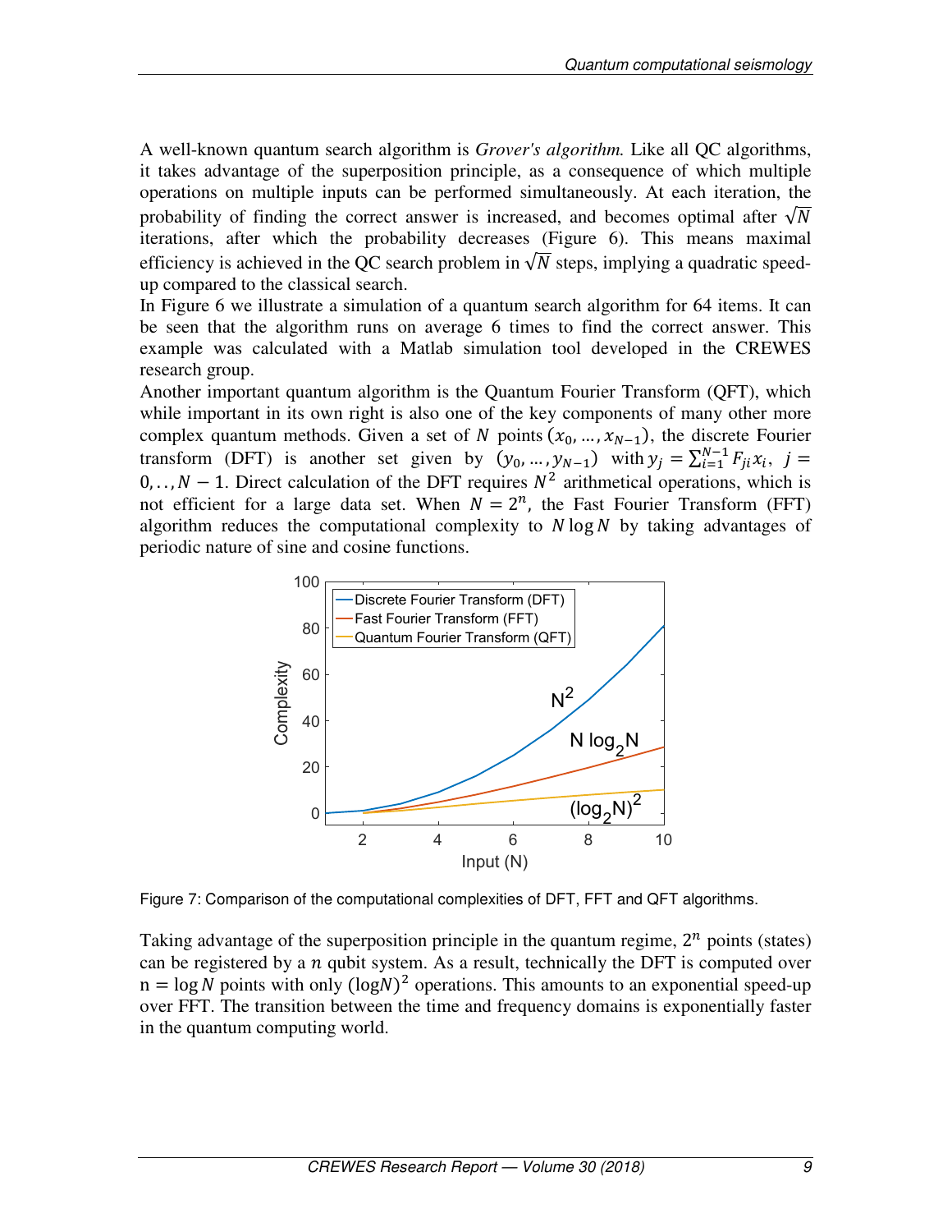A well-known quantum search algorithm is *Grover's algorithm.* Like all QC algorithms, it takes advantage of the superposition principle, as a consequence of which multiple operations on multiple inputs can be performed simultaneously. At each iteration, the probability of finding the correct answer is increased, and becomes optimal after $\sqrt{N}$ iterations, after which the probability decreases (Figure 6). This means maximal efficiency is achieved in the QC search problem in $\sqrt{N}$ steps, implying a quadratic speed-up compared to the classical search.

In Figure 6 we illustrate a simulation of a quantum search algorithm for 64 items. It can be seen that the algorithm runs on average 6 times to find the correct answer. This example was calculated with a Matlab simulation tool developed in the CREWES research group.

Another important quantum algorithm is the Quantum Fourier Transform (QFT), which while important in its own right is also one of the key components of many other more complex quantum methods. Given a set of $N$ points $(x_0, \ldots, x_{N-1})$, the discrete Fourier transform (DFT) is another set given by $(y_0, \ldots, y_{N-1})$ with $y_j = \sum_{i=1}^{N-1} F_{ji} x_i$, $j = 0, \ldots, N-1$. Direct calculation of the DFT requires $N^2$ arithmetical operations, which is not efficient for a large data set. When $N = 2^n$, the Fast Fourier Transform (FFT) algorithm reduces the computational complexity to $N \log N$ by taking advantages of periodic nature of sine and cosine functions.

Figure 7: Comparison of the computational complexities of DFT, FFT and QFT algorithms.

Taking advantage of the superposition principle in the quantum regime, $2^n$ points (states) can be registered by a $n$ qubit system. As a result, technically the DFT is computed over $n = \log N$ points with only $(\log N)^2$ operations. This amounts to an exponential speed-up over FFT. The transition between the time and frequency domains is exponentially faster in the quantum computing world.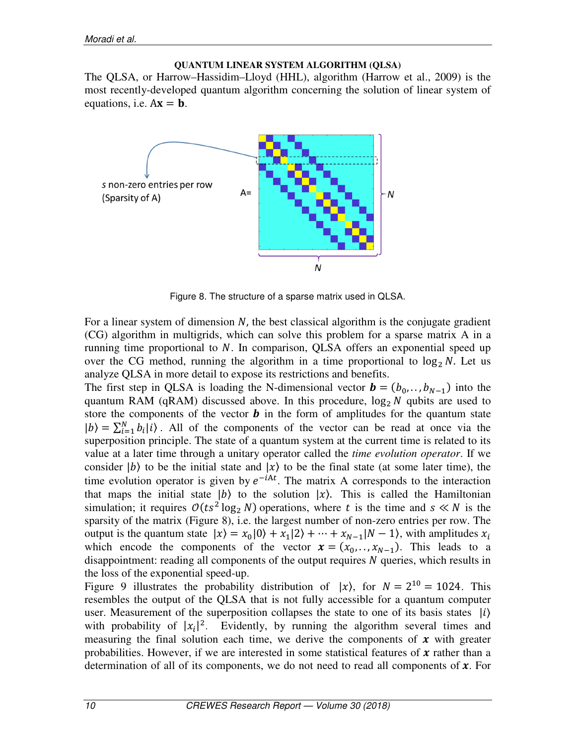## QUANTUM LINEAR SYSTEM ALGORITHM (QLSA)

The QLSA, or Harrow–Hassidim–Lloyd (HHL), algorithm (Harrow et al., 2009) is the most recently-developed quantum algorithm concerning the solution of linear system of equations, i.e. $A\mathbf{x} = \mathbf{b}$.

Figure 8. The structure of a sparse matrix used in QLSA.

For a linear system of dimension $N$, the best classical algorithm is the conjugate gradient (CG) algorithm in multigrids, which can solve this problem for a sparse matrix A in a running time proportional to $N$. In comparison, QLSA offers an exponential speed up over the CG method, running the algorithm in a time proportional to $\log_2 N$. Let us analyze QLSA in more detail to expose its restrictions and benefits.

The first step in QLSA is loading the N-dimensional vector $\boldsymbol{b} = (b_0, .., b_{N-1})$ into the quantum RAM (qRAM) discussed above. In this procedure, $\log_2 N$ qubits are used to store the components of the vector $\boldsymbol{b}$ in the form of amplitudes for the quantum state $|b\rangle = \sum_{i=1}^{N} b_i |i\rangle$. All of the components of the vector can be read at once via the superposition principle. The state of a quantum system at the current time is related to its value at a later time through a unitary operator called the *time evolution operator*. If we consider $|b\rangle$ to be the initial state and $|x\rangle$ to be the final state (at some later time), the time evolution operator is given by $e^{-iAt}$. The matrix A corresponds to the interaction that maps the initial state $|b\rangle$ to the solution $|x\rangle$. This is called the Hamiltonian simulation; it requires $O(ts^2 \log_2 N)$ operations, where $t$ is the time and $s \ll N$ is the sparsity of the matrix (Figure 8), i.e. the largest number of non-zero entries per row. The output is the quantum state $|x\rangle = x_0|0\rangle + x_1|2\rangle + \cdots + x_{N-1}|N-1\rangle$, with amplitudes $x_i$ which encode the components of the vector $\boldsymbol{x} = (x_0, .., x_{N-1})$. This leads to a disappointment: reading all components of the output requires $N$ queries, which results in the loss of the exponential speed-up.

Figure 9 illustrates the probability distribution of $|x\rangle$, for $N = 2^{10} = 1024$. This resembles the output of the QLSA that is not fully accessible for a quantum computer user. Measurement of the superposition collapses the state to one of its basis states $|i\rangle$ with probability of $|x_i|^2$. Evidently, by running the algorithm several times and measuring the final solution each time, we derive the components of $\boldsymbol{x}$ with greater probabilities. However, if we are interested in some statistical features of $\boldsymbol{x}$ rather than a determination of all of its components, we do not need to read all components of $\boldsymbol{x}$. For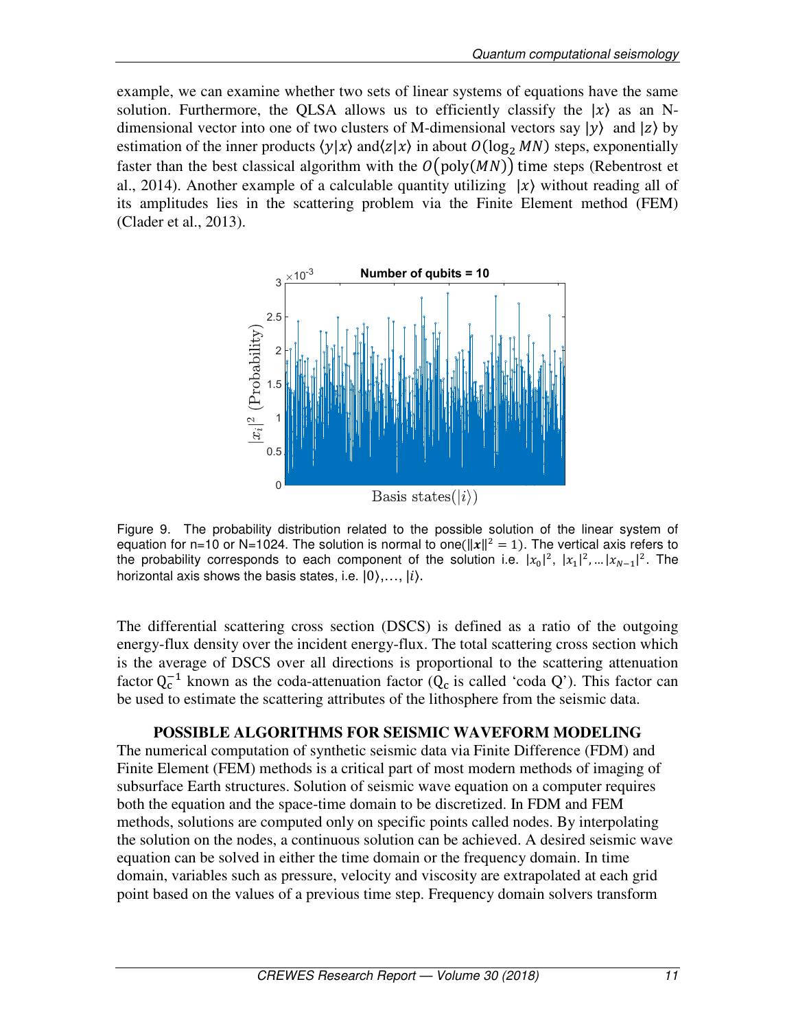example, we can examine whether two sets of linear systems of equations have the same solution. Furthermore, the QLSA allows us to efficiently classify the $|x\rangle$ as an N-dimensional vector into one of two clusters of M-dimensional vectors say $|y\rangle$ and $|z\rangle$ by estimation of the inner products $\langle y|x\rangle$ and $\langle z|x\rangle$ in about $O(\log_2 MN)$ steps, exponentially faster than the best classical algorithm with the $O(\text{poly}(MN))$ time steps (Rebentrost et al., 2014). Another example of a calculable quantity utilizing $|x\rangle$ without reading all of its amplitudes lies in the scattering problem via the Finite Element method (FEM) (Clader et al., 2013).

Figure 9. The probability distribution related to the possible solution of the linear system of equation for n=10 or N=1024. The solution is normal to one($\|x\|^2 = 1$). The vertical axis refers to the probability corresponds to each component of the solution i.e. $|x_0|^2$, $|x_1|^2, \ldots |x_{N-1}|^2$. The horizontal axis shows the basis states, i.e. $|0\rangle, \ldots, |i\rangle$.

The differential scattering cross section (DSCS) is defined as a ratio of the outgoing energy-flux density over the incident energy-flux. The total scattering cross section which is the average of DSCS over all directions is proportional to the scattering attenuation factor $Q_c^{-1}$ known as the coda-attenuation factor ($Q_c$ is called 'coda Q'). This factor can be used to estimate the scattering attributes of the lithosphere from the seismic data.

## POSSIBLE ALGORITHMS FOR SEISMIC WAVEFORM MODELING

The numerical computation of synthetic seismic data via Finite Difference (FDM) and Finite Element (FEM) methods is a critical part of most modern methods of imaging of subsurface Earth structures. Solution of seismic wave equation on a computer requires both the equation and the space-time domain to be discretized. In FDM and FEM methods, solutions are computed only on specific points called nodes. By interpolating the solution on the nodes, a continuous solution can be achieved. A desired seismic wave equation can be solved in either the time domain or the frequency domain. In time domain, variables such as pressure, velocity and viscosity are extrapolated at each grid point based on the values of a previous time step. Frequency domain solvers transform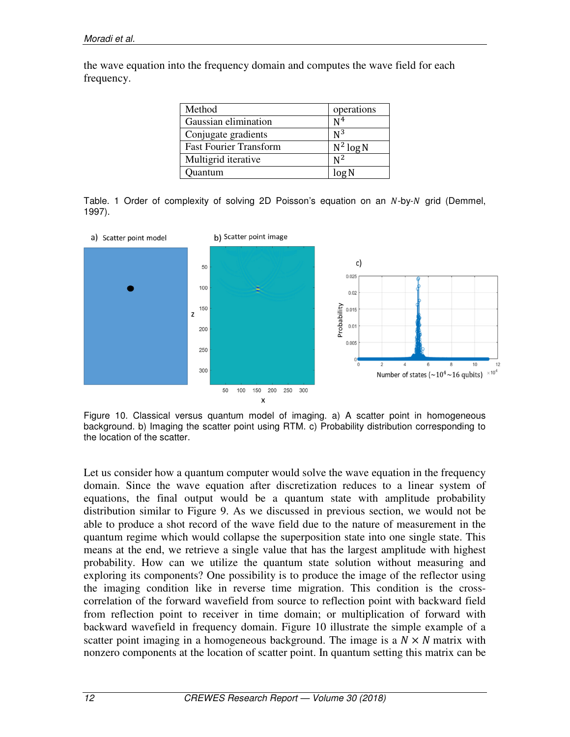the wave equation into the frequency domain and computes the wave field for each frequency.

| Method | operations |
|---|---|
| Gaussian elimination | $N^4$ |
| Conjugate gradients | $N^3$ |
| Fast Fourier Transform | $N^2 \log N$ |
| Multigrid iterative | $N^2$ |
| Quantum | $\log N$ |

Table. 1 Order of complexity of solving 2D Poisson's equation on an $N$-by-$N$ grid (Demmel, 1997).

Figure 10. Classical versus quantum model of imaging. a) A scatter point in homogeneous background. b) Imaging the scatter point using RTM. c) Probability distribution corresponding to the location of the scatter.

Let us consider how a quantum computer would solve the wave equation in the frequency domain. Since the wave equation after discretization reduces to a linear system of equations, the final output would be a quantum state with amplitude probability distribution similar to Figure 9. As we discussed in previous section, we would not be able to produce a shot record of the wave field due to the nature of measurement in the quantum regime which would collapse the superposition state into one single state. This means at the end, we retrieve a single value that has the largest amplitude with highest probability. How can we utilize the quantum state solution without measuring and exploring its components? One possibility is to produce the image of the reflector using the imaging condition like in reverse time migration. This condition is the cross-correlation of the forward wavefield from source to reflection point with backward field from reflection point to receiver in time domain; or multiplication of forward with backward wavefield in frequency domain. Figure 10 illustrate the simple example of a scatter point imaging in a homogeneous background. The image is a $N \times N$ matrix with nonzero components at the location of scatter point. In quantum setting this matrix can be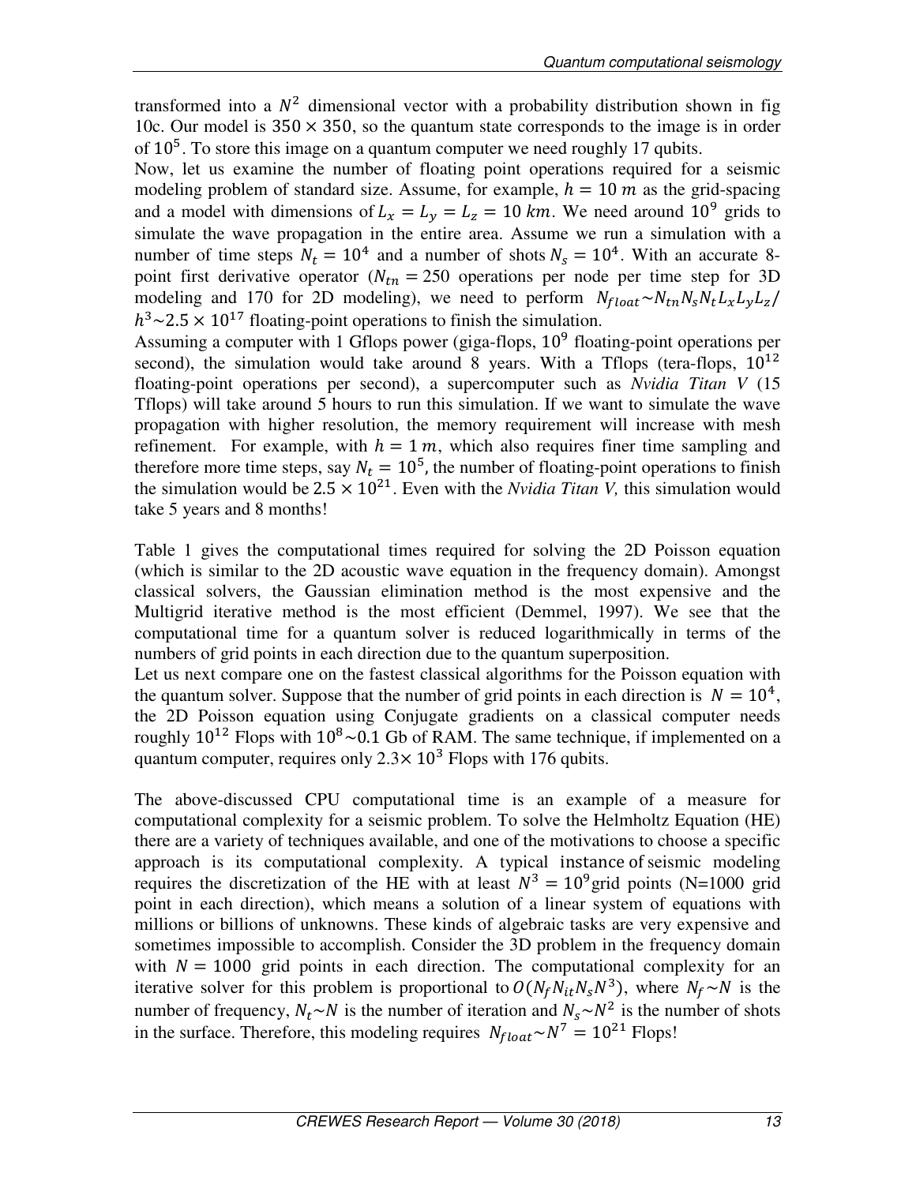transformed into a $N^2$ dimensional vector with a probability distribution shown in fig 10c. Our model is $350 \times 350$, so the quantum state corresponds to the image is in order of $10^5$. To store this image on a quantum computer we need roughly 17 qubits.

Now, let us examine the number of floating point operations required for a seismic modeling problem of standard size. Assume, for example, $h = 10\ m$ as the grid-spacing and a model with dimensions of $L_x = L_y = L_z = 10\ km$. We need around $10^9$ grids to simulate the wave propagation in the entire area. Assume we run a simulation with a number of time steps $N_t = 10^4$ and a number of shots $N_s = 10^4$. With an accurate 8-point first derivative operator ($N_{tn} = 250$ operations per node per time step for 3D modeling and 170 for 2D modeling), we need to perform $N_{float} \sim N_{tn} N_s N_t L_x L_y L_z / h^3 \sim 2.5 \times 10^{17}$ floating-point operations to finish the simulation.

Assuming a computer with 1 Gflops power (giga-flops, $10^9$ floating-point operations per second), the simulation would take around 8 years. With a Tflops (tera-flops, $10^{12}$ floating-point operations per second), a supercomputer such as *Nvidia Titan V* (15 Tflops) will take around 5 hours to run this simulation. If we want to simulate the wave propagation with higher resolution, the memory requirement will increase with mesh refinement. For example, with $h = 1\ m$, which also requires finer time sampling and therefore more time steps, say $N_t = 10^5$, the number of floating-point operations to finish the simulation would be $2.5 \times 10^{21}$. Even with the *Nvidia Titan V,* this simulation would take 5 years and 8 months!

Table 1 gives the computational times required for solving the 2D Poisson equation (which is similar to the 2D acoustic wave equation in the frequency domain). Amongst classical solvers, the Gaussian elimination method is the most expensive and the Multigrid iterative method is the most efficient (Demmel, 1997). We see that the computational time for a quantum solver is reduced logarithmically in terms of the numbers of grid points in each direction due to the quantum superposition.

Let us next compare one on the fastest classical algorithms for the Poisson equation with the quantum solver. Suppose that the number of grid points in each direction is $N = 10^4$, the 2D Poisson equation using Conjugate gradients on a classical computer needs roughly $10^{12}$ Flops with $10^8 \sim 0.1$ Gb of RAM. The same technique, if implemented on a quantum computer, requires only $2.3 \times 10^3$ Flops with 176 qubits.

The above-discussed CPU computational time is an example of a measure for computational complexity for a seismic problem. To solve the Helmholtz Equation (HE) there are a variety of techniques available, and one of the motivations to choose a specific approach is its computational complexity. A typical instance of seismic modeling requires the discretization of the HE with at least $N^3 = 10^9$ grid points (N=1000 grid point in each direction), which means a solution of a linear system of equations with millions or billions of unknowns. These kinds of algebraic tasks are very expensive and sometimes impossible to accomplish. Consider the 3D problem in the frequency domain with $N = 1000$ grid points in each direction. The computational complexity for an iterative solver for this problem is proportional to $O(N_f N_{it} N_s N^3)$, where $N_f \sim N$ is the number of frequency, $N_t \sim N$ is the number of iteration and $N_s \sim N^2$ is the number of shots in the surface. Therefore, this modeling requires $N_{float} \sim N^7 = 10^{21}$ Flops!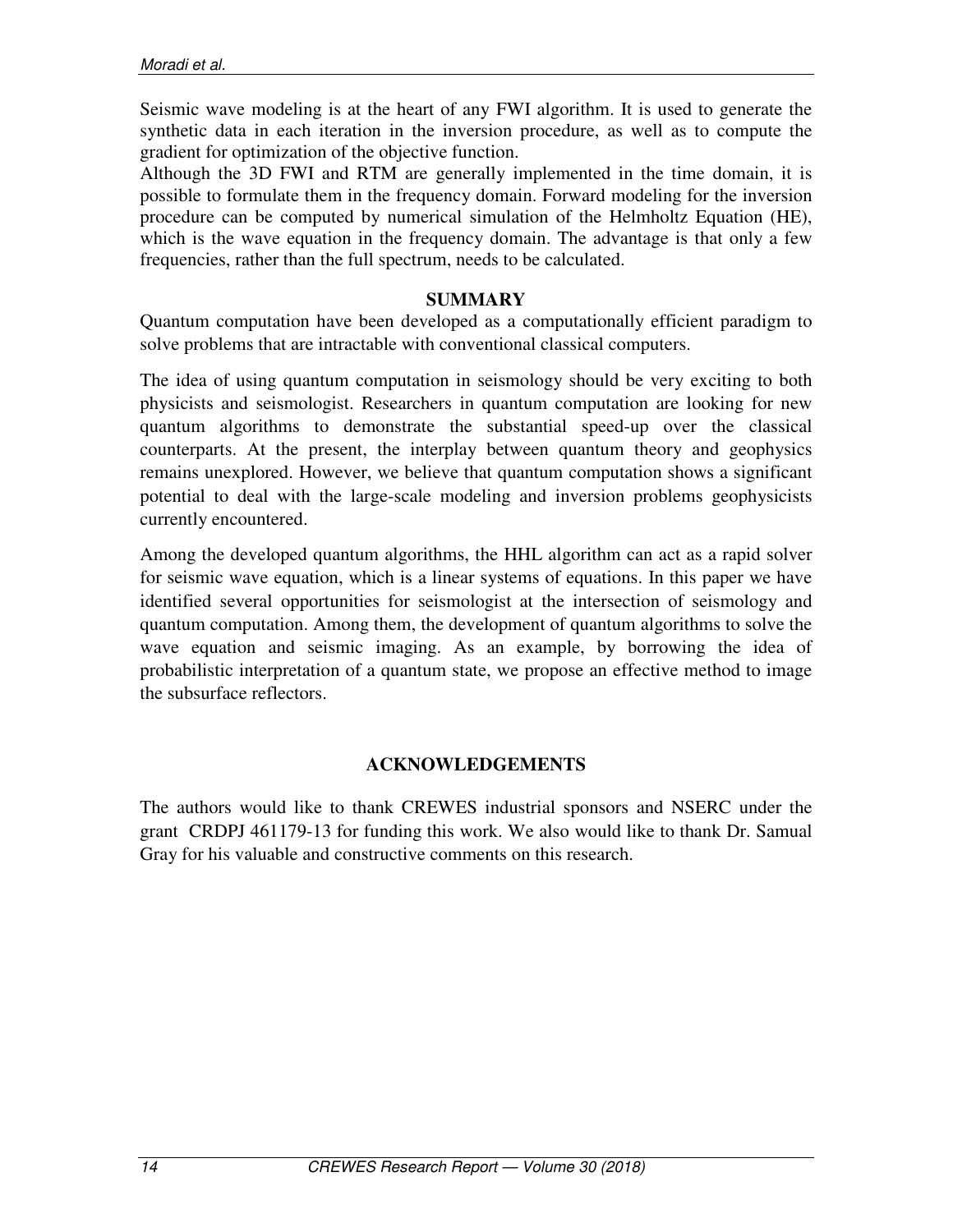Seismic wave modeling is at the heart of any FWI algorithm. It is used to generate the synthetic data in each iteration in the inversion procedure, as well as to compute the gradient for optimization of the objective function.

Although the 3D FWI and RTM are generally implemented in the time domain, it is possible to formulate them in the frequency domain. Forward modeling for the inversion procedure can be computed by numerical simulation of the Helmholtz Equation (HE), which is the wave equation in the frequency domain. The advantage is that only a few frequencies, rather than the full spectrum, needs to be calculated.

## SUMMARY

Quantum computation have been developed as a computationally efficient paradigm to solve problems that are intractable with conventional classical computers.

The idea of using quantum computation in seismology should be very exciting to both physicists and seismologist. Researchers in quantum computation are looking for new quantum algorithms to demonstrate the substantial speed-up over the classical counterparts. At the present, the interplay between quantum theory and geophysics remains unexplored. However, we believe that quantum computation shows a significant potential to deal with the large-scale modeling and inversion problems geophysicists currently encountered.

Among the developed quantum algorithms, the HHL algorithm can act as a rapid solver for seismic wave equation, which is a linear systems of equations. In this paper we have identified several opportunities for seismologist at the intersection of seismology and quantum computation. Among them, the development of quantum algorithms to solve the wave equation and seismic imaging. As an example, by borrowing the idea of probabilistic interpretation of a quantum state, we propose an effective method to image the subsurface reflectors.

## ACKNOWLEDGEMENTS

The authors would like to thank CREWES industrial sponsors and NSERC under the grant CRDPJ 461179-13 for funding this work. We also would like to thank Dr. Samual Gray for his valuable and constructive comments on this research.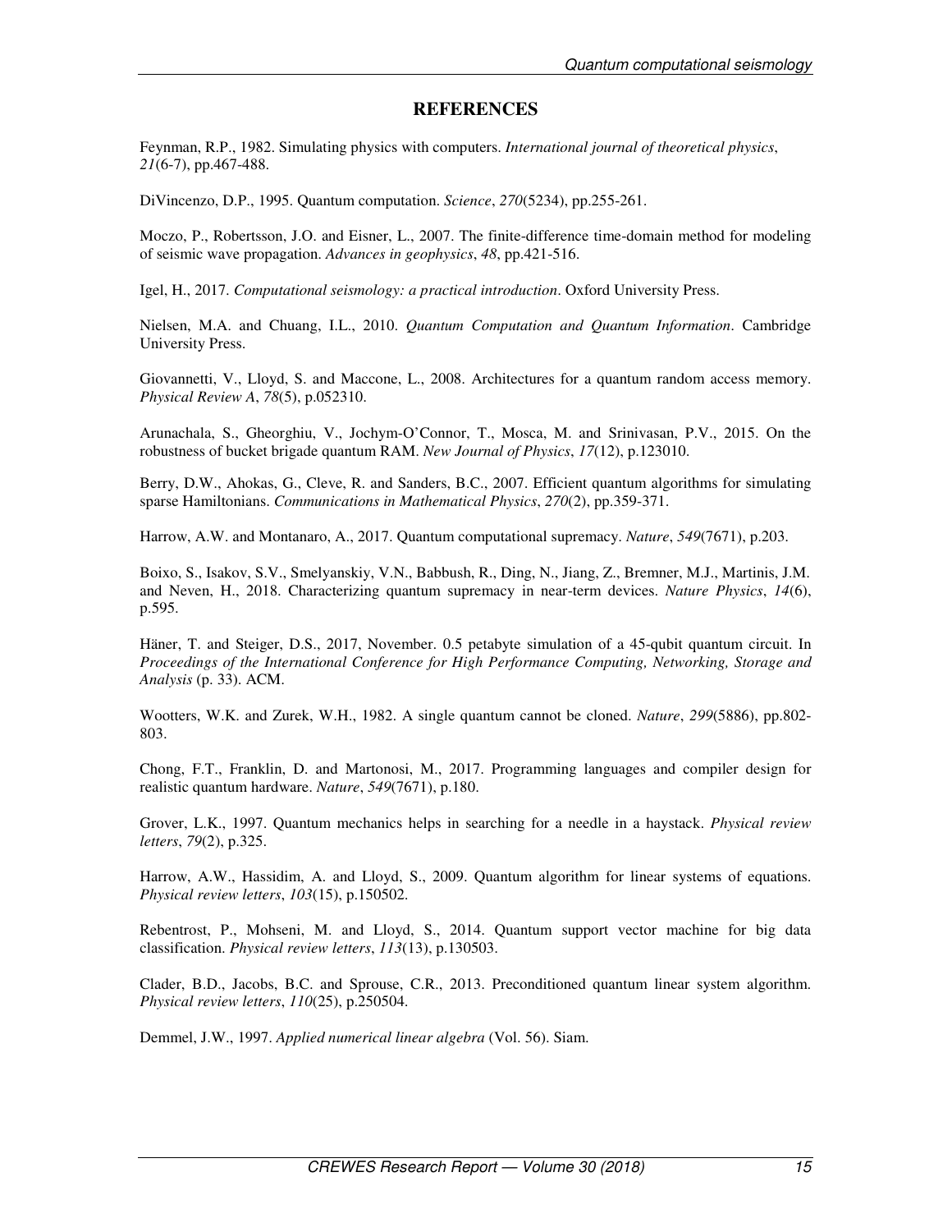## REFERENCES

Feynman, R.P., 1982. Simulating physics with computers. *International journal of theoretical physics*, *21*(6-7), pp.467-488.

DiVincenzo, D.P., 1995. Quantum computation. *Science*, *270*(5234), pp.255-261.

Moczo, P., Robertsson, J.O. and Eisner, L., 2007. The finite-difference time-domain method for modeling of seismic wave propagation. *Advances in geophysics*, *48*, pp.421-516.

Igel, H., 2017. *Computational seismology: a practical introduction*. Oxford University Press.

Nielsen, M.A. and Chuang, I.L., 2010. *Quantum Computation and Quantum Information*. Cambridge University Press.

Giovannetti, V., Lloyd, S. and Maccone, L., 2008. Architectures for a quantum random access memory. *Physical Review A*, *78*(5), p.052310.

Arunachala, S., Gheorghiu, V., Jochym-O'Connor, T., Mosca, M. and Srinivasan, P.V., 2015. On the robustness of bucket brigade quantum RAM. *New Journal of Physics*, *17*(12), p.123010.

Berry, D.W., Ahokas, G., Cleve, R. and Sanders, B.C., 2007. Efficient quantum algorithms for simulating sparse Hamiltonians. *Communications in Mathematical Physics*, *270*(2), pp.359-371.

Harrow, A.W. and Montanaro, A., 2017. Quantum computational supremacy. *Nature*, *549*(7671), p.203.

Boixo, S., Isakov, S.V., Smelyanskiy, V.N., Babbush, R., Ding, N., Jiang, Z., Bremner, M.J., Martinis, J.M. and Neven, H., 2018. Characterizing quantum supremacy in near-term devices. *Nature Physics*, *14*(6), p.595.

Häner, T. and Steiger, D.S., 2017, November. 0.5 petabyte simulation of a 45-qubit quantum circuit. In *Proceedings of the International Conference for High Performance Computing, Networking, Storage and Analysis* (p. 33). ACM.

Wootters, W.K. and Zurek, W.H., 1982. A single quantum cannot be cloned. *Nature*, *299*(5886), pp.802-803.

Chong, F.T., Franklin, D. and Martonosi, M., 2017. Programming languages and compiler design for realistic quantum hardware. *Nature*, *549*(7671), p.180.

Grover, L.K., 1997. Quantum mechanics helps in searching for a needle in a haystack. *Physical review letters*, *79*(2), p.325.

Harrow, A.W., Hassidim, A. and Lloyd, S., 2009. Quantum algorithm for linear systems of equations. *Physical review letters*, *103*(15), p.150502.

Rebentrost, P., Mohseni, M. and Lloyd, S., 2014. Quantum support vector machine for big data classification. *Physical review letters*, *113*(13), p.130503.

Clader, B.D., Jacobs, B.C. and Sprouse, C.R., 2013. Preconditioned quantum linear system algorithm. *Physical review letters*, *110*(25), p.250504.

Demmel, J.W., 1997. *Applied numerical linear algebra* (Vol. 56). Siam.